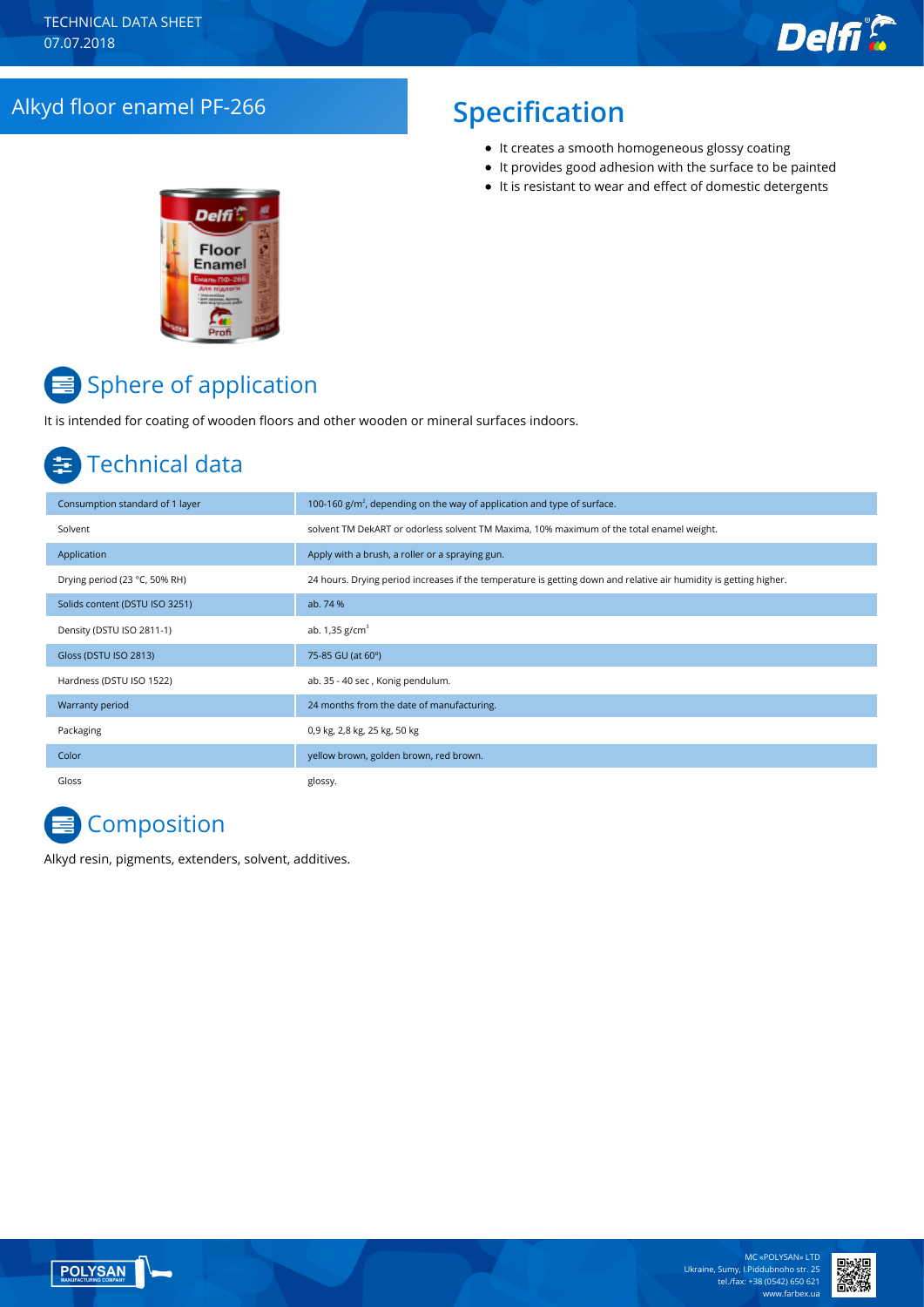TECHNICAL DATA SHEET
07.07.2018

# Alkyd floor enamel PF-266

## Specification

- It creates a smooth homogeneous glossy coating
- It provides good adhesion with the surface to be painted
- It is resistant to wear and effect of domestic detergents

## Sphere of application

It is intended for coating of wooden floors and other wooden or mineral surfaces indoors.

## Technical data

| | |
|---|---|
| Consumption standard of 1 layer | 100-160 g/m², depending on the way of application and type of surface. |
| Solvent | solvent TM DekART or odorless solvent TM Maxima, 10% maximum of the total enamel weight. |
| Application | Apply with a brush, a roller or a spraying gun. |
| Drying period (23 °C, 50% RH) | 24 hours. Drying period increases if the temperature is getting down and relative air humidity is getting higher. |
| Solids content (DSTU ISO 3251) | ab. 74 % |
| Density (DSTU ISO 2811-1) | ab. 1,35 g/cm³ |
| Gloss (DSTU ISO 2813) | 75-85 GU (at 60°) |
| Hardness (DSTU ISO 1522) | ab. 35 - 40 sec , Konig pendulum. |
| Warranty period | 24 months from the date of manufacturing. |
| Packaging | 0,9 kg, 2,8 kg, 25 kg, 50 kg |
| Color | yellow brown, golden brown, red brown. |
| Gloss | glossy. |

## Composition

Alkyd resin, pigments, extenders, solvent, additives.

MC «POLYSAN» LTD
Ukraine, Sumy, I.Piddubnoho str. 25
tel./fax: +38 (0542) 650 621
www.farbex.ua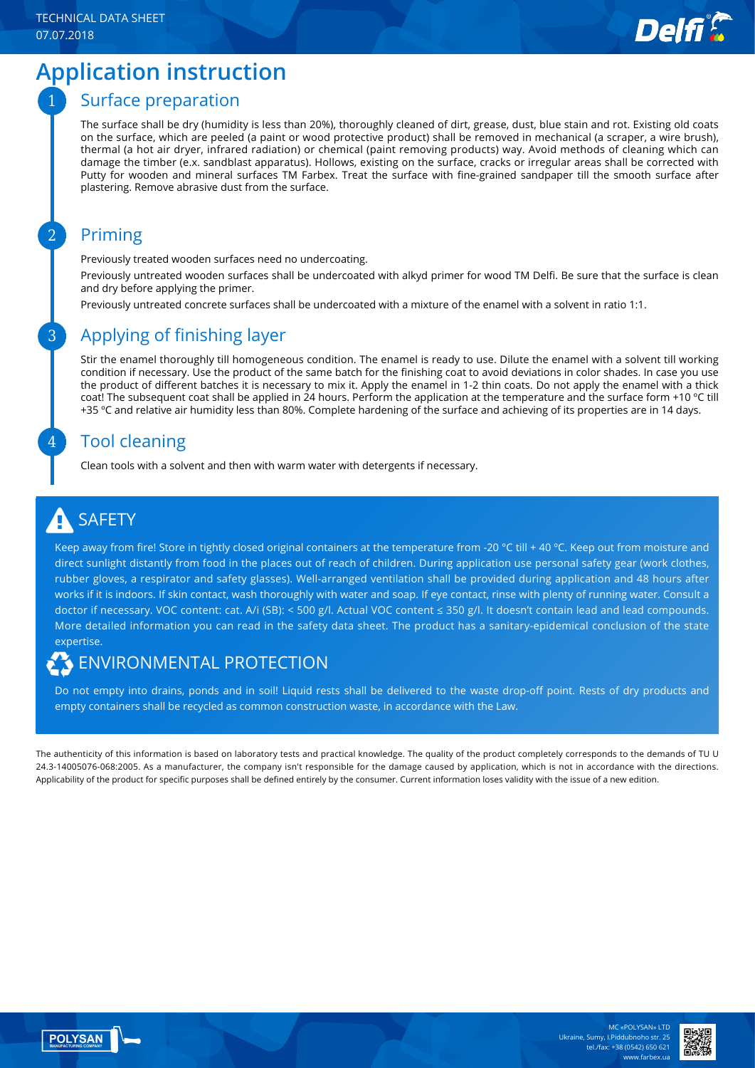# Application instruction

## 1 Surface preparation

The surface shall be dry (humidity is less than 20%), thoroughly cleaned of dirt, grease, dust, blue stain and rot. Existing old coats on the surface, which are peeled (a paint or wood protective product) shall be removed in mechanical (a scraper, a wire brush), thermal (a hot air dryer, infrared radiation) or chemical (paint removing products) way. Avoid methods of cleaning which can damage the timber (e.x. sandblast apparatus). Hollows, existing on the surface, cracks or irregular areas shall be corrected with Putty for wooden and mineral surfaces TM Farbex. Treat the surface with fine-grained sandpaper till the smooth surface after plastering. Remove abrasive dust from the surface.

## 2 Priming

Previously treated wooden surfaces need no undercoating.

Previously untreated wooden surfaces shall be undercoated with alkyd primer for wood TM Delfi. Be sure that the surface is clean and dry before applying the primer.

Previously untreated concrete surfaces shall be undercoated with a mixture of the enamel with a solvent in ratio 1:1.

## 3 Applying of finishing layer

Stir the enamel thoroughly till homogeneous condition. The enamel is ready to use. Dilute the enamel with a solvent till working condition if necessary. Use the product of the same batch for the finishing coat to avoid deviations in color shades. In case you use the product of different batches it is necessary to mix it. Apply the enamel in 1-2 thin coats. Do not apply the enamel with a thick coat! The subsequent coat shall be applied in 24 hours. Perform the application at the temperature and the surface form +10 ºC till +35 ºC and relative air humidity less than 80%. Complete hardening of the surface and achieving of its properties are in 14 days.

## 4 Tool cleaning

Clean tools with a solvent and then with warm water with detergents if necessary.

## SAFETY

Keep away from fire! Store in tightly closed original containers at the temperature from -20 °C till + 40 ºC. Keep out from moisture and direct sunlight distantly from food in the places out of reach of children. During application use personal safety gear (work clothes, rubber gloves, a respirator and safety glasses). Well-arranged ventilation shall be provided during application and 48 hours after works if it is indoors. If skin contact, wash thoroughly with water and soap. If eye contact, rinse with plenty of running water. Consult a doctor if necessary. VOC content: cat. A/i (SB): < 500 g/l. Actual VOC content ≤ 350 g/l. It doesn't contain lead and lead compounds. More detailed information you can read in the safety data sheet. The product has a sanitary-epidemical conclusion of the state expertise.

## ENVIRONMENTAL PROTECTION

Do not empty into drains, ponds and in soil! Liquid rests shall be delivered to the waste drop-off point. Rests of dry products and empty containers shall be recycled as common construction waste, in accordance with the Law.

The authenticity of this information is based on laboratory tests and practical knowledge. The quality of the product completely corresponds to the demands of TU U 24.3-14005076-068:2005. As a manufacturer, the company isn't responsible for the damage caused by application, which is not in accordance with the directions. Applicability of the product for specific purposes shall be defined entirely by the consumer. Current information loses validity with the issue of a new edition.

MC «POLYSAN» LTD
Ukraine, Sumy, I.Piddubnoho str. 25
tel./fax: +38 (0542) 650 621
www.farbex.ua